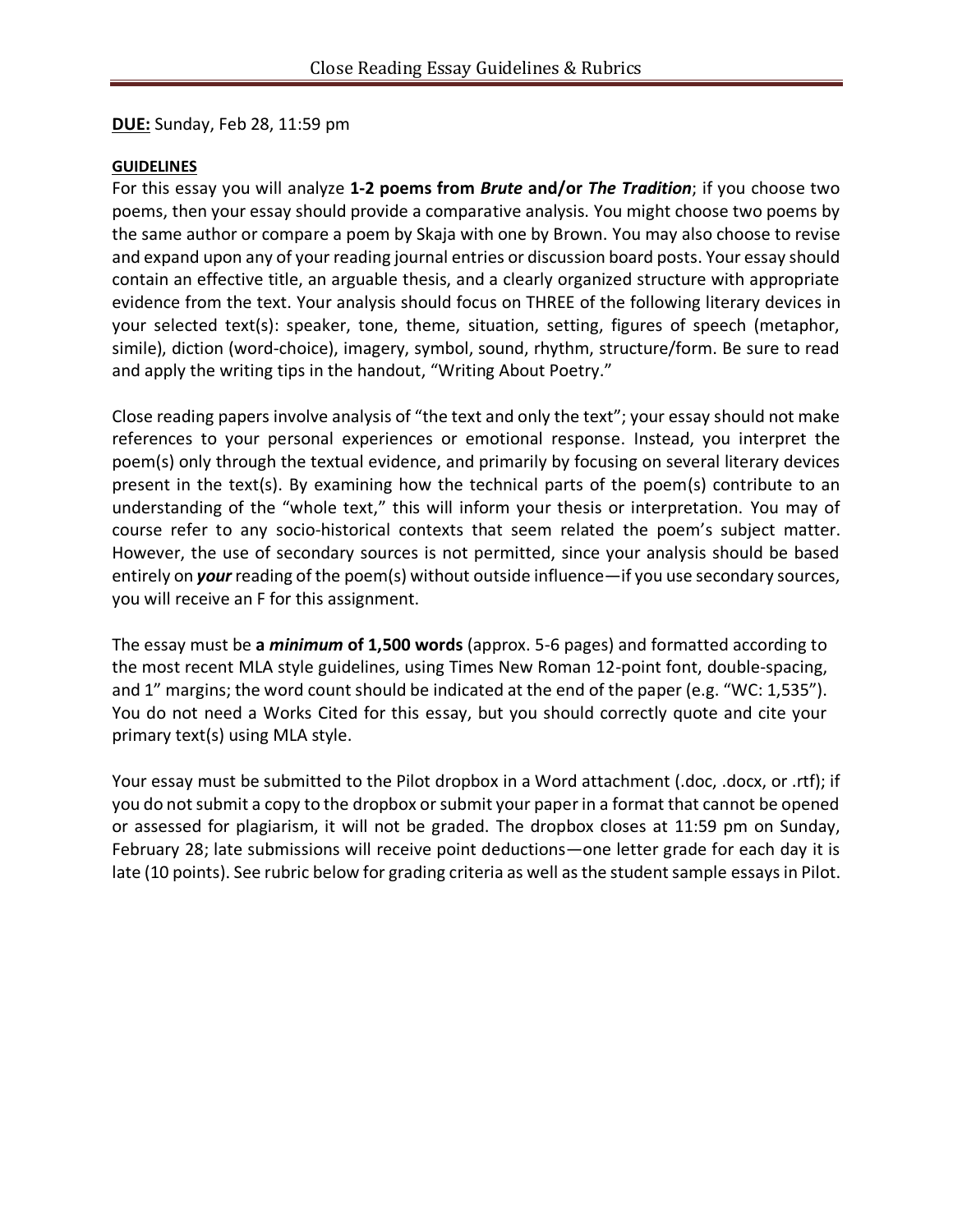# Close Reading Essay Guidelines & Rubrics

**DUE:** Sunday, Feb 28, 11:59 pm

**GUIDELINES**

For this essay you will analyze **1-2 poems from *Brute* and/or *The Tradition***; if you choose two poems, then your essay should provide a comparative analysis. You might choose two poems by the same author or compare a poem by Skaja with one by Brown. You may also choose to revise and expand upon any of your reading journal entries or discussion board posts. Your essay should contain an effective title, an arguable thesis, and a clearly organized structure with appropriate evidence from the text. Your analysis should focus on THREE of the following literary devices in your selected text(s): speaker, tone, theme, situation, setting, figures of speech (metaphor, simile), diction (word-choice), imagery, symbol, sound, rhythm, structure/form. Be sure to read and apply the writing tips in the handout, "Writing About Poetry."

Close reading papers involve analysis of "the text and only the text"; your essay should not make references to your personal experiences or emotional response. Instead, you interpret the poem(s) only through the textual evidence, and primarily by focusing on several literary devices present in the text(s). By examining how the technical parts of the poem(s) contribute to an understanding of the "whole text," this will inform your thesis or interpretation. You may of course refer to any socio-historical contexts that seem related the poem's subject matter. However, the use of secondary sources is not permitted, since your analysis should be based entirely on ***your*** reading of the poem(s) without outside influence—if you use secondary sources, you will receive an F for this assignment.

The essay must be **a *minimum* of 1,500 words** (approx. 5-6 pages) and formatted according to the most recent MLA style guidelines, using Times New Roman 12-point font, double-spacing, and 1" margins; the word count should be indicated at the end of the paper (e.g. "WC: 1,535"). You do not need a Works Cited for this essay, but you should correctly quote and cite your primary text(s) using MLA style.

Your essay must be submitted to the Pilot dropbox in a Word attachment (.doc, .docx, or .rtf); if you do not submit a copy to the dropbox or submit your paper in a format that cannot be opened or assessed for plagiarism, it will not be graded. The dropbox closes at 11:59 pm on Sunday, February 28; late submissions will receive point deductions—one letter grade for each day it is late (10 points). See rubric below for grading criteria as well as the student sample essays in Pilot.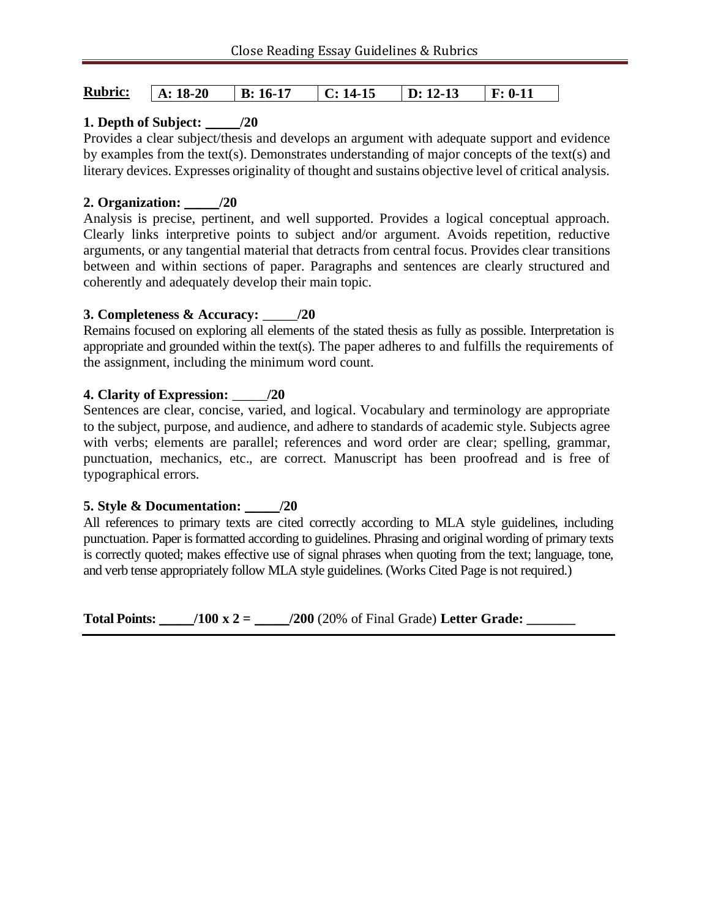**Rubric:**

| | | | | | |
|---|---|---|---|---|---|
| **Rubric:** | **A: 18-20** | **B: 16-17** | **C: 14-15** | **D: 12-13** | **F: 0-11** |

**1. Depth of Subject: _____/20**
Provides a clear subject/thesis and develops an argument with adequate support and evidence by examples from the text(s). Demonstrates understanding of major concepts of the text(s) and literary devices. Expresses originality of thought and sustains objective level of critical analysis.

**2. Organization: _____/20**
Analysis is precise, pertinent, and well supported. Provides a logical conceptual approach. Clearly links interpretive points to subject and/or argument. Avoids repetition, reductive arguments, or any tangential material that detracts from central focus. Provides clear transitions between and within sections of paper. Paragraphs and sentences are clearly structured and coherently and adequately develop their main topic.

**3. Completeness & Accuracy: _____/20**
Remains focused on exploring all elements of the stated thesis as fully as possible. Interpretation is appropriate and grounded within the text(s). The paper adheres to and fulfills the requirements of the assignment, including the minimum word count.

**4. Clarity of Expression: _____/20**
Sentences are clear, concise, varied, and logical. Vocabulary and terminology are appropriate to the subject, purpose, and audience, and adhere to standards of academic style. Subjects agree with verbs; elements are parallel; references and word order are clear; spelling, grammar, punctuation, mechanics, etc., are correct. Manuscript has been proofread and is free of typographical errors.

**5. Style & Documentation: _____/20**
All references to primary texts are cited correctly according to MLA style guidelines, including punctuation. Paper is formatted according to guidelines. Phrasing and original wording of primary texts is correctly quoted; makes effective use of signal phrases when quoting from the text; language, tone, and verb tense appropriately follow MLA style guidelines. (Works Cited Page is not required.)

**Total Points: _____/100 x 2 = _____/200** (20% of Final Grade) **Letter Grade: _______**